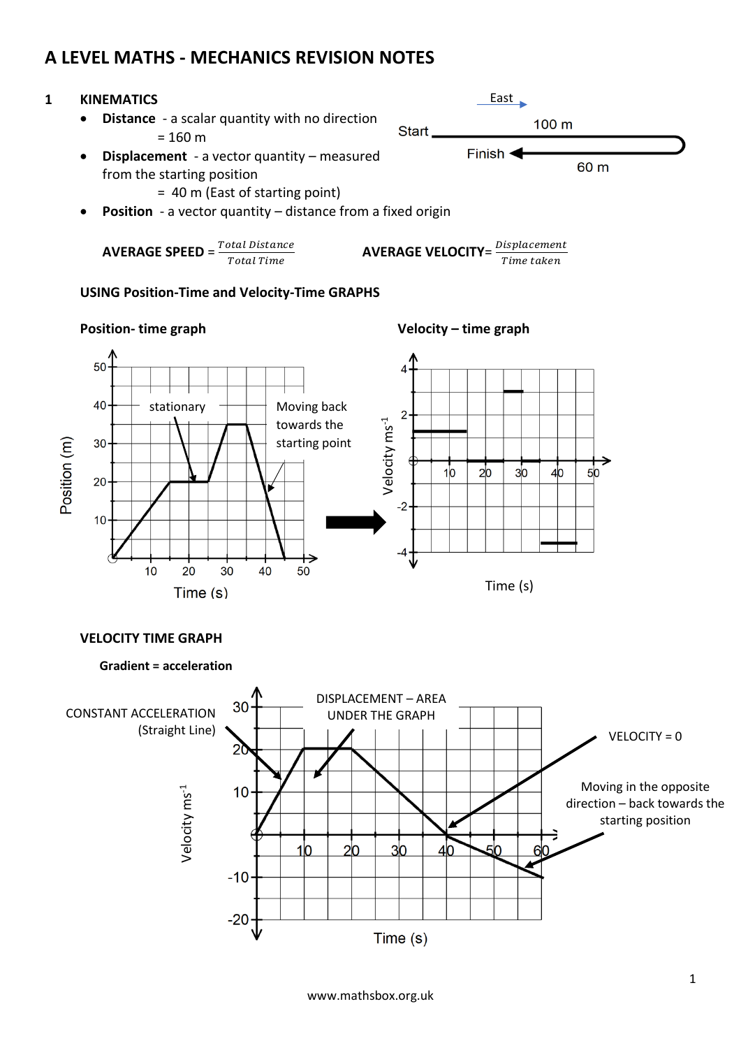# A LEVEL MATHS - MECHANICS REVISION NOTES

## 1 KINEMATICS

- **Distance** - a scalar quantity with no direction
  = 160 m
- **Displacement** - a vector quantity – measured from the starting position
  = 40 m (East of starting point)
- **Position** - a vector quantity – distance from a fixed origin

East

Start — 100 m

Finish ← 60 m

**AVERAGE SPEED** = $\frac{Total\ Distance}{Total\ Time}$  **AVERAGE VELOCITY**= $\frac{Displacement}{Time\ taken}$

### USING Position-Time and Velocity-Time GRAPHS

**Position- time graph**

stationary

Moving back towards the starting point

Position (m)

Time (s)

**Velocity – time graph**

Velocity $ms^{-1}$

Time (s)

### VELOCITY TIME GRAPH

**Gradient = acceleration**

CONSTANT ACCELERATION (Straight Line)

DISPLACEMENT – AREA UNDER THE GRAPH

VELOCITY = 0

Moving in the opposite direction – back towards the starting position

Velocity $ms^{-1}$

Time (s)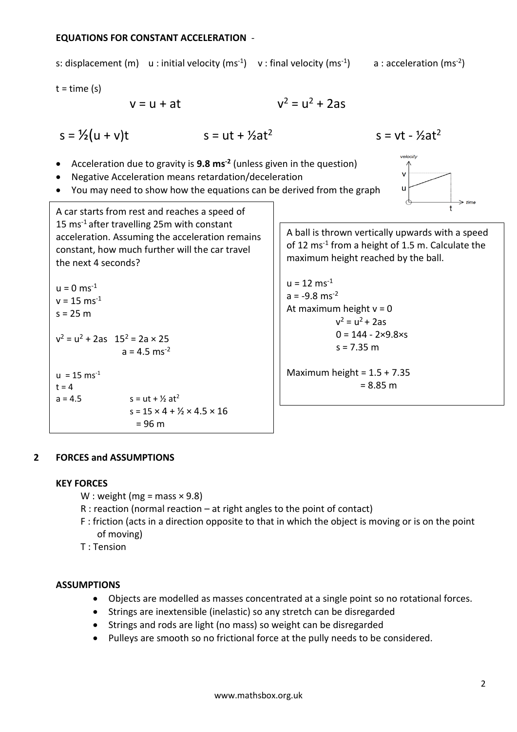**EQUATIONS FOR CONSTANT ACCELERATION** -

s: displacement (m)  u : initial velocity ($ms^{-1}$)  v : final velocity ($ms^{-1}$)  a : acceleration ($ms^{-2}$)

t = time (s)

$$v = u + at \qquad v^2 = u^2 + 2as$$

$$s = \tfrac{1}{2}(u + v)t \qquad s = ut + \tfrac{1}{2}at^2 \qquad s = vt - \tfrac{1}{2}at^2$$

- Acceleration due to gravity is **9.8 $ms^{-2}$** (unless given in the question)
- Negative Acceleration means retardation/deceleration
- You may need to show how the equations can be derived from the graph

A car starts from rest and reaches a speed of 15 $ms^{-1}$ after travelling 25m with constant acceleration. Assuming the acceleration remains constant, how much further will the car travel the next 4 seconds?

$u = 0\ ms^{-1}$
$v = 15\ ms^{-1}$
$s = 25$ m

$v^2 = u^2 + 2as \quad 15^2 = 2a \times 25$
$a = 4.5\ ms^{-2}$

$u = 15\ ms^{-1}$
$t = 4$
$a = 4.5 \qquad s = ut + \tfrac{1}{2}at^2$
$s = 15 \times 4 + \tfrac{1}{2} \times 4.5 \times 16$
$= 96$ m

A ball is thrown vertically upwards with a speed of 12 $ms^{-1}$ from a height of 1.5 m. Calculate the maximum height reached by the ball.

$u = 12\ ms^{-1}$
$a = -9.8\ ms^{-2}$
At maximum height $v = 0$
$v^2 = u^2 + 2as$
$0 = 144 - 2\times9.8\times s$
$s = 7.35$ m

Maximum height = 1.5 + 7.35
= 8.85 m

## 2 FORCES and ASSUMPTIONS

### KEY FORCES

W : weight (mg = mass × 9.8)
R : reaction (normal reaction – at right angles to the point of contact)
F : friction (acts in a direction opposite to that in which the object is moving or is on the point of moving)
T : Tension

### ASSUMPTIONS

- Objects are modelled as masses concentrated at a single point so no rotational forces.
- Strings are inextensible (inelastic) so any stretch can be disregarded
- Strings and rods are light (no mass) so weight can be disregarded
- Pulleys are smooth so no frictional force at the pully needs to be considered.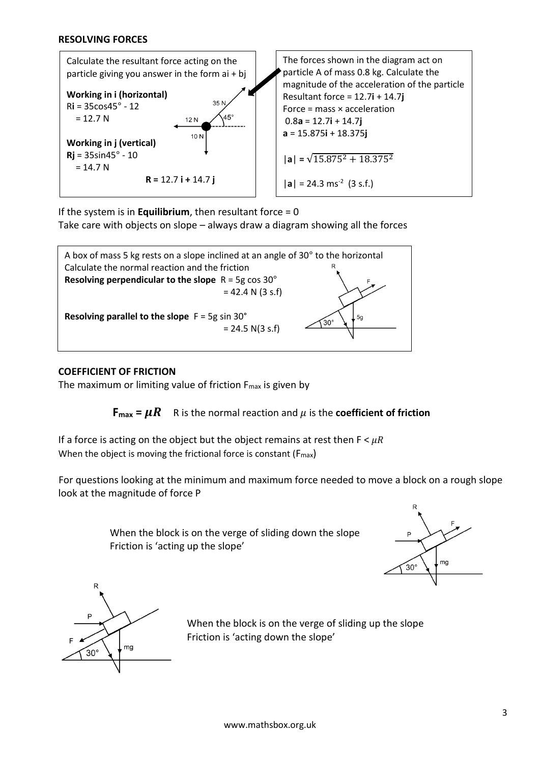**RESOLVING FORCES**

Calculate the resultant force acting on the particle giving you answer in the form ai + bj

**Working in i (horizontal)**
R**i** = 35cos45° - 12
= 12.7 N

**Working in j (vertical)**
**Rj** = 35sin45° - 10
= 14.7 N

**R =** 12.7 **i +** 14.7 **j**

The forces shown in the diagram act on particle A of mass 0.8 kg. Calculate the magnitude of the acceleration of the particle

Resultant force = 12.7**i** + 14.7**j**

Force = mass × acceleration

0.8**a** = 12.7**i** + 14.7**j**

**a** = 15.875**i** + 18.375**j**

$|\mathbf{a}| = \sqrt{15.875^2 + 18.375^2}$

$|\mathbf{a}| = 24.3\ \text{ms}^{-2}$ (3 s.f.)

If the system is in **Equilibrium**, then resultant force = 0

Take care with objects on slope – always draw a diagram showing all the forces

A box of mass 5 kg rests on a slope inclined at an angle of 30° to the horizontal

Calculate the normal reaction and the friction

**Resolving perpendicular to the slope** R = 5g cos 30°
= 42.4 N (3 s.f)

**Resolving parallel to the slope** F = 5g sin 30°
= 24.5 N(3 s.f)

**COEFFICIENT OF FRICTION**

The maximum or limiting value of friction $F_{max}$ is given by

$$F_{max} = \mu R$$

R is the normal reaction and $\mu$ is the **coefficient of friction**

If a force is acting on the object but the object remains at rest then $F < \mu R$

When the object is moving the frictional force is constant ($F_{max}$)

For questions looking at the minimum and maximum force needed to move a block on a rough slope look at the magnitude of force P

When the block is on the verge of sliding down the slope
Friction is 'acting up the slope'

When the block is on the verge of sliding up the slope
Friction is 'acting down the slope'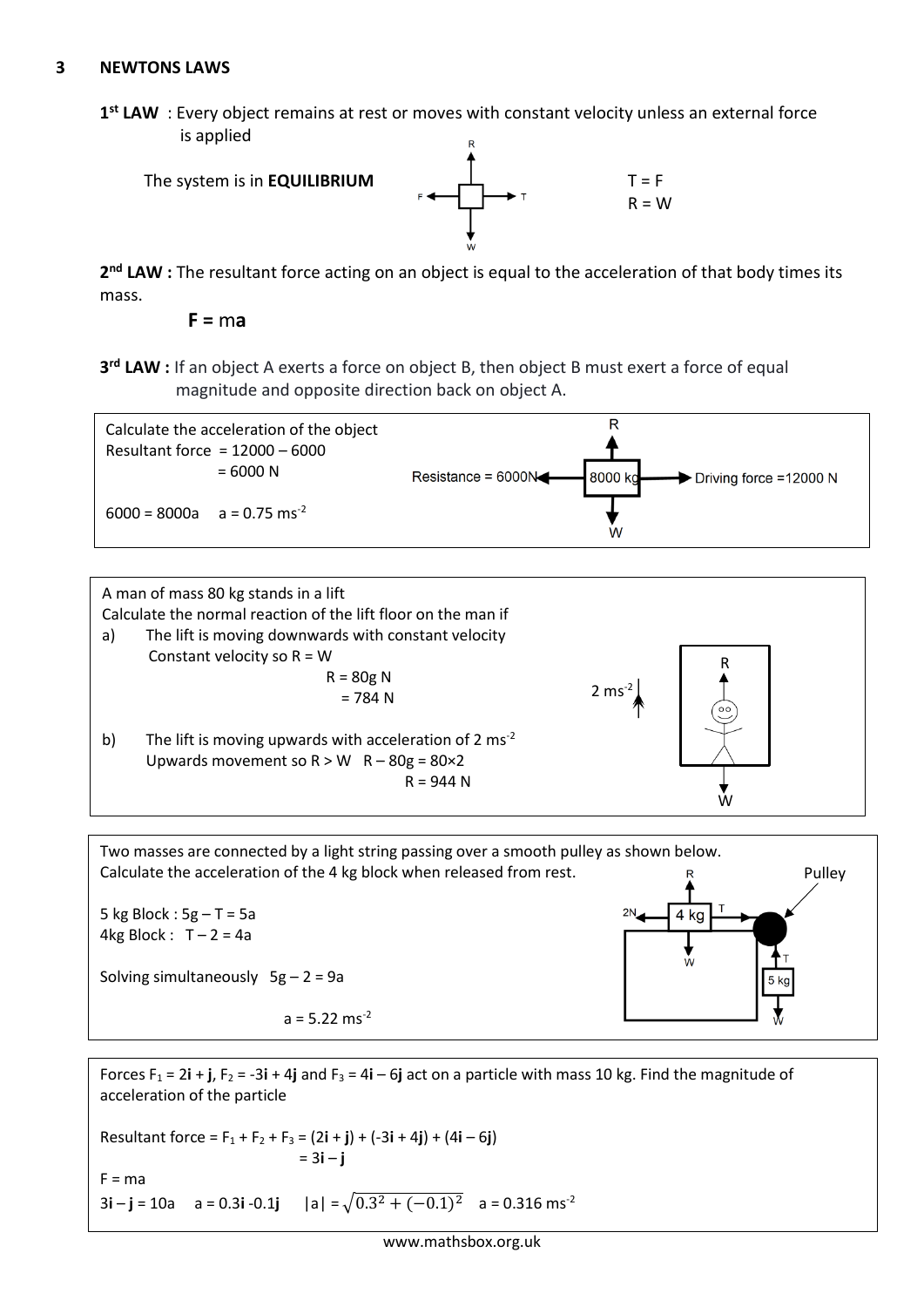## 3 NEWTONS LAWS

**1st LAW** : Every object remains at rest or moves with constant velocity unless an external force is applied

The system is in **EQUILIBRIUM**

$T = F$
$R = W$

**2nd LAW :** The resultant force acting on an object is equal to the acceleration of that body times its mass.

$$F = ma$$

**3rd LAW :** If an object A exerts a force on object B, then object B must exert a force of equal magnitude and opposite direction back on object A.

---

Calculate the acceleration of the object

Resultant force $= 12000 - 6000$
$= 6000$ N

$6000 = 8000a \quad a = 0.75$ ms$^{-2}$

Resistance = 6000N, 8000 kg, Driving force = 12000 N

---

A man of mass 80 kg stands in a lift

Calculate the normal reaction of the lift floor on the man if

a) The lift is moving downwards with constant velocity
Constant velocity so $R = W$
$R = 80g$ N
$= 784$ N

b) The lift is moving upwards with acceleration of 2 ms$^{-2}$
Upwards movement so $R > W \quad R - 80g = 80 \times 2$
$R = 944$ N

---

Two masses are connected by a light string passing over a smooth pulley as shown below.
Calculate the acceleration of the 4 kg block when released from rest.

5 kg Block : $5g - T = 5a$
4kg Block : $T - 2 = 4a$

Solving simultaneously $5g - 2 = 9a$

$a = 5.22$ ms$^{-2}$

---

Forces $F_1 = 2\mathbf{i} + \mathbf{j}$, $F_2 = -3\mathbf{i} + 4\mathbf{j}$ and $F_3 = 4\mathbf{i} - 6\mathbf{j}$ act on a particle with mass 10 kg. Find the magnitude of acceleration of the particle

Resultant force $= F_1 + F_2 + F_3 = (2\mathbf{i} + \mathbf{j}) + (-3\mathbf{i} + 4\mathbf{j}) + (4\mathbf{i} - 6\mathbf{j})$
$= 3\mathbf{i} - \mathbf{j}$

$F = ma$

$3\mathbf{i} - \mathbf{j} = 10a \quad a = 0.3\mathbf{i} - 0.1\mathbf{j} \quad |a| = \sqrt{0.3^2 + (-0.1)^2} \quad a = 0.316$ ms$^{-2}$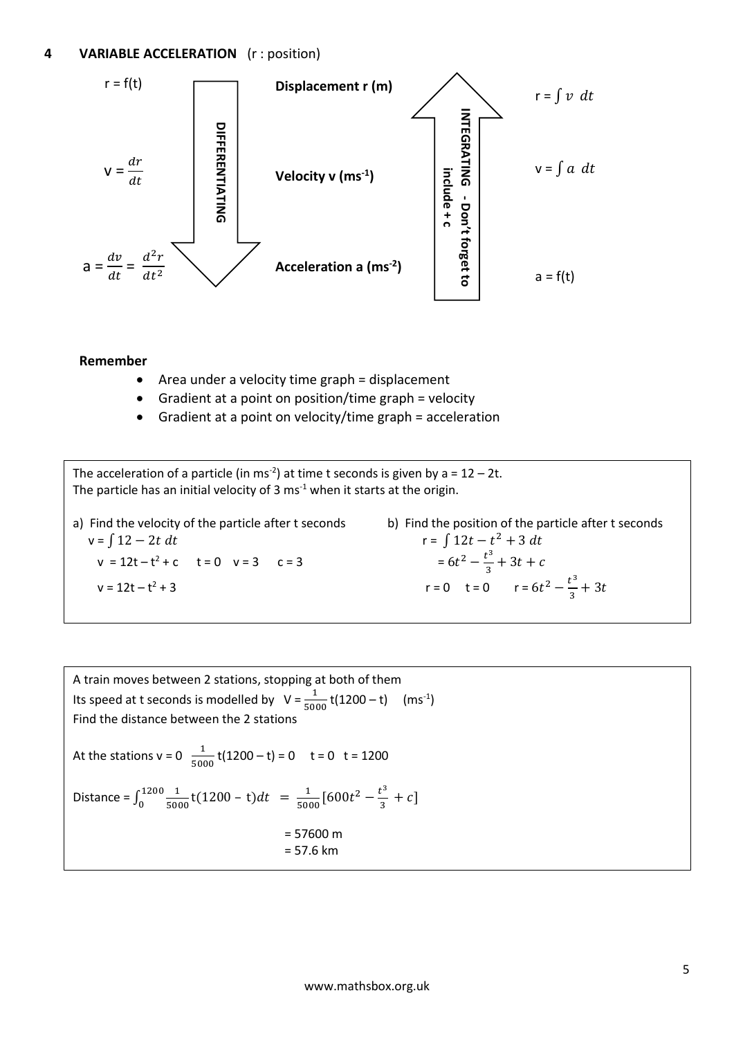## 4 VARIABLE ACCELERATION (r : position)

| | | | | |
|---|---|---|---|---|
| $r = f(t)$ | **DIFFERENTIATING** ↓ | **Displacement r (m)** | ↑ **INTEGRATING - Don't forget to include + c** | $r = \int v \ dt$ |
| $v = \frac{dr}{dt}$ | | **Velocity v ($ms^{-1}$)** | | $v = \int a \ dt$ |
| $a = \frac{dv}{dt} = \frac{d^2r}{dt^2}$ | | **Acceleration a ($ms^{-2}$)** | | $a = f(t)$ |

**Remember**

- Area under a velocity time graph = displacement
- Gradient at a point on position/time graph = velocity
- Gradient at a point on velocity/time graph = acceleration

---

The acceleration of a particle (in $ms^{-2}$) at time t seconds is given by $a = 12 - 2t$.
The particle has an initial velocity of 3 $ms^{-1}$ when it starts at the origin.

a) Find the velocity of the particle after t seconds

$v = \int 12 - 2t \ dt$

$v = 12t - t^2 + c \quad t = 0 \quad v = 3 \quad c = 3$

$v = 12t - t^2 + 3$

b) Find the position of the particle after t seconds

$r = \int 12t - t^2 + 3 \ dt$

$= 6t^2 - \frac{t^3}{3} + 3t + c$

$r = 0 \quad t = 0 \quad r = 6t^2 - \frac{t^3}{3} + 3t$

---

A train moves between 2 stations, stopping at both of them
Its speed at t seconds is modelled by $V = \frac{1}{5000}t(1200 - t)$ ($ms^{-1}$)
Find the distance between the 2 stations

At the stations v = 0 $\frac{1}{5000}t(1200 - t) = 0 \quad t = 0 \quad t = 1200$

Distance = $\int_0^{1200} \frac{1}{5000}t(1200 - t)dt = \frac{1}{5000}[600t^2 - \frac{t^3}{3} + c]$

= 57600 m
= 57.6 km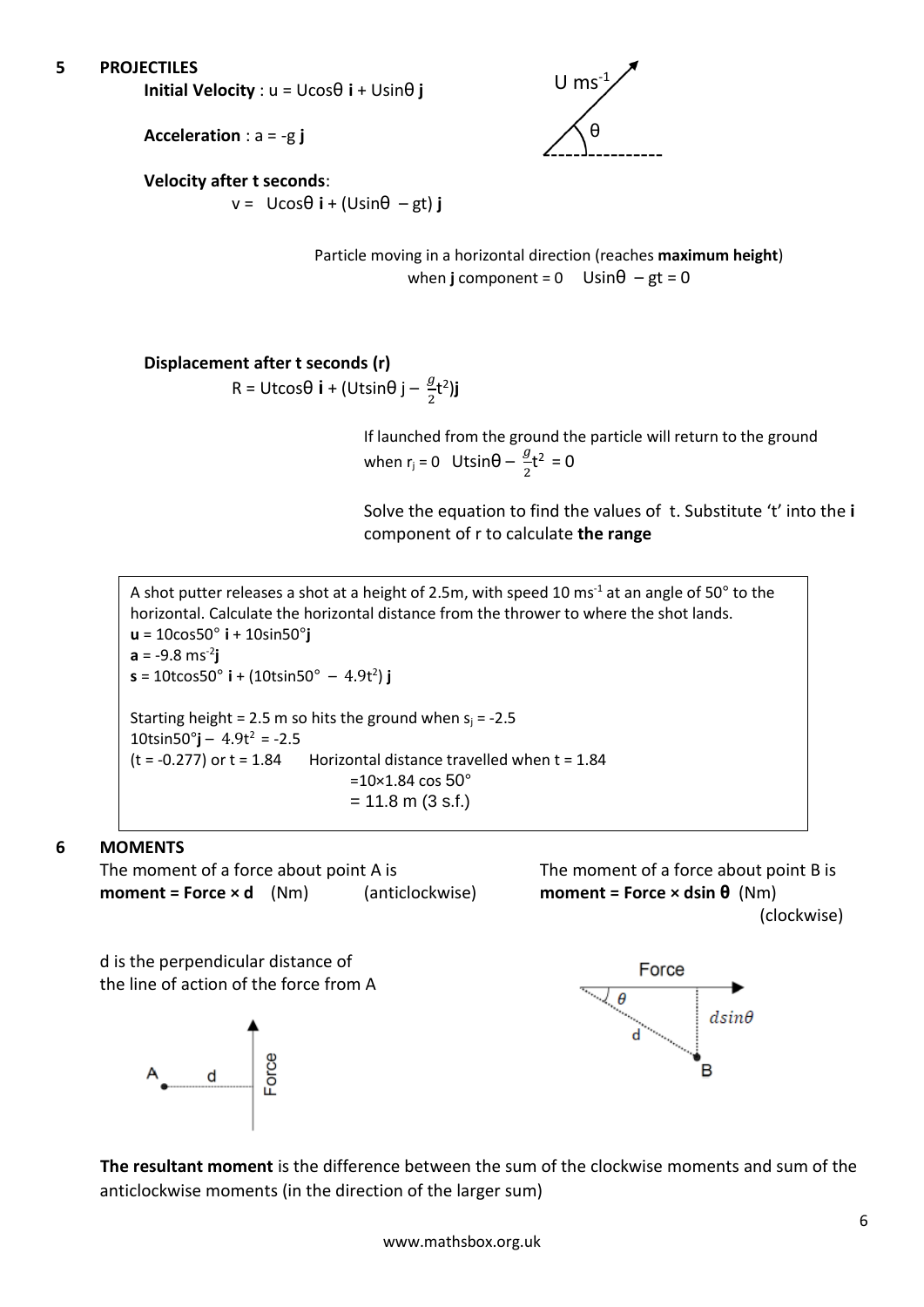## 5 PROJECTILES

**Initial Velocity** : u = U$\cos\theta$ **i** + U$\sin\theta$ **j**

U $ms^{-1}$

θ

**Acceleration** : a = -g **j**

**Velocity after t seconds**:

v = U$\cos\theta$ **i** + (U$\sin\theta$ – gt) **j**

Particle moving in a horizontal direction (reaches **maximum height**) when **j** component = 0 U$\sin\theta$ – gt = 0

**Displacement after t seconds (r)**

R = Ut$\cos\theta$ **i** + (Ut$\sin\theta$ j – $\frac{g}{2}t^2$)**j**

If launched from the ground the particle will return to the ground when $r_j$ = 0 Ut$\sin\theta$ – $\frac{g}{2}t^2$ = 0

Solve the equation to find the values of t. Substitute 't' into the **i** component of r to calculate **the range**

A shot putter releases a shot at a height of 2.5m, with speed 10 $ms^{-1}$ at an angle of 50° to the horizontal. Calculate the horizontal distance from the thrower to where the shot lands.

**u** = 10cos50° **i** + 10sin50°**j**

**a** = -9.8 $ms^{-2}$**j**

**s** = 10tcos50° **i** + (10tsin50° – 4.9$t^2$) **j**

Starting height = 2.5 m so hits the ground when $s_j$ = -2.5

10tsin50°**j** – 4.9$t^2$ = -2.5

(t = -0.277) or t = 1.84 Horizontal distance travelled when t = 1.84

=10×1.84 cos 50°

= 11.8 m (3 s.f.)

## 6 MOMENTS

The moment of a force about point A is

**moment = Force × d** (Nm) (anticlockwise)

d is the perpendicular distance of the line of action of the force from A

A d Force

The moment of a force about point B is

**moment = Force × dsin θ** (Nm) (clockwise)

Force θ d $d\sin\theta$ B

**The resultant moment** is the difference between the sum of the clockwise moments and sum of the anticlockwise moments (in the direction of the larger sum)

www.mathsbox.org.uk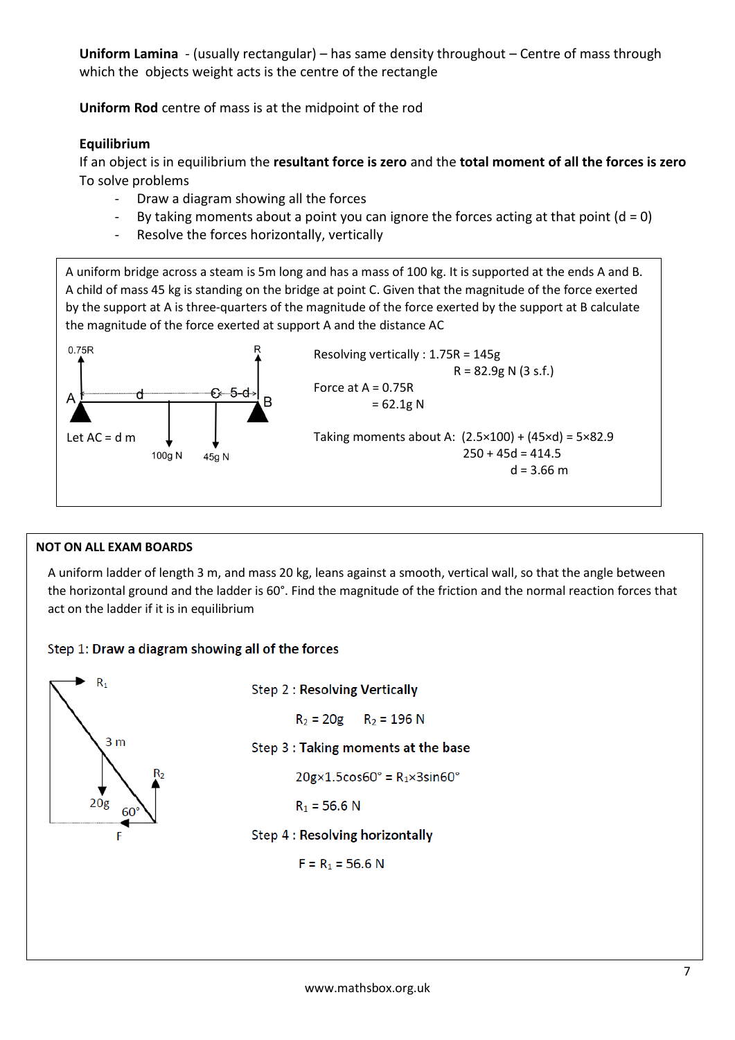**Uniform Lamina** - (usually rectangular) – has same density throughout – Centre of mass through which the objects weight acts is the centre of the rectangle

**Uniform Rod** centre of mass is at the midpoint of the rod

**Equilibrium**

If an object is in equilibrium the **resultant force is zero** and the **total moment of all the forces is zero**

To solve problems

- Draw a diagram showing all the forces
- By taking moments about a point you can ignore the forces acting at that point (d = 0)
- Resolve the forces horizontally, vertically

A uniform bridge across a steam is 5m long and has a mass of 100 kg. It is supported at the ends A and B. A child of mass 45 kg is standing on the bridge at point C. Given that the magnitude of the force exerted by the support at A is three-quarters of the magnitude of the force exerted by the support at B calculate the magnitude of the force exerted at support A and the distance AC

0.75R

R

A

d

C 5-d

B

100g N

45g N

Let AC = d m

Resolving vertically : $1.75R = 145g$

$R = 82.9g$ N (3 s.f.)

Force at A = $0.75R$

$= 62.1g$ N

Taking moments about A: $(2.5\times100) + (45\times d) = 5\times82.9$

$250 + 45d = 414.5$

$d = 3.66$ m

**NOT ON ALL EXAM BOARDS**

A uniform ladder of length 3 m, and mass 20 kg, leans against a smooth, vertical wall, so that the angle between the horizontal ground and the ladder is 60°. Find the magnitude of the friction and the normal reaction forces that act on the ladder if it is in equilibrium

Step 1: **Draw a diagram showing all of the forces**

$R_1$

3 m

$R_2$

20g

60°

F

Step 2 : **Resolving Vertically**

$R_2 = 20g$ $R_2 = 196$ N

Step 3 : **Taking moments at the base**

$20g\times1.5\cos60° = R_1\times3\sin60°$

$R_1 = 56.6$ N

Step 4 : **Resolving horizontally**

$F = R_1 = 56.6$ N

www.mathsbox.org.uk